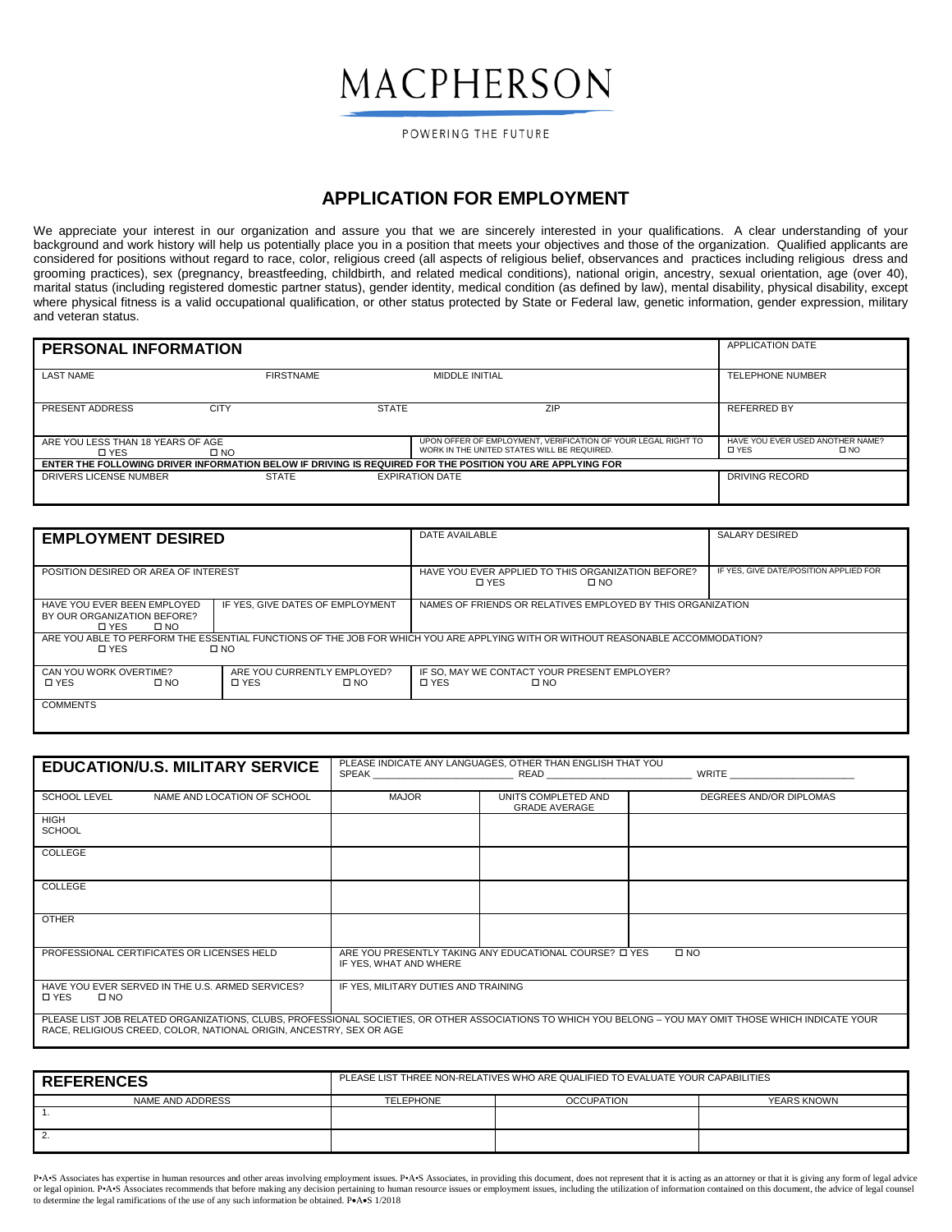# MACPHERSON

POWERING THE FUTURE

## APPLICATION FOR EMPLOYMENT

We appreciate your interest in our organization and assure you that we are sincerely interested in your qualifications. A clear understanding of your background and work history will help us potentially place you in a position that meets your objectives and those of the organization. Qualified applicants are considered for positions without regard to race, color, religious creed (all aspects of religious belief, observances and practices including religious dress and grooming practices), sex (pregnancy, breastfeeding, childbirth, and related medical conditions), national origin, ancestry, sexual orientation, age (over 40), marital status (including registered domestic partner status), gender identity, medical condition (as defined by law), mental disability, physical disability, except where physical fitness is a valid occupational qualification, or other status protected by State or Federal law, genetic information, gender expression, military and veteran status.

| **PERSONAL INFORMATION** | | | | APPLICATION DATE |
|---|---|---|---|---|
| LAST NAME | FIRSTNAME | MIDDLE INITIAL | | TELEPHONE NUMBER |
| PRESENT ADDRESS | CITY | STATE | ZIP | REFERRED BY |
| ARE YOU LESS THAN 18 YEARS OF AGE ☐ YES ☐ NO | | UPON OFFER OF EMPLOYMENT, VERIFICATION OF YOUR LEGAL RIGHT TO WORK IN THE UNITED STATES WILL BE REQUIRED. | | HAVE YOU EVER USED ANOTHER NAME? ☐ YES ☐ NO |
| **ENTER THE FOLLOWING DRIVER INFORMATION BELOW IF DRIVING IS REQUIRED FOR THE POSITION YOU ARE APPLYING FOR** | | | | |
| DRIVERS LICENSE NUMBER | STATE | EXPIRATION DATE | | DRIVING RECORD |

| **EMPLOYMENT DESIRED** | | DATE AVAILABLE | SALARY DESIRED |
|---|---|---|---|
| POSITION DESIRED OR AREA OF INTEREST | | HAVE YOU EVER APPLIED TO THIS ORGANIZATION BEFORE? ☐ YES ☐ NO | IF YES, GIVE DATE/POSITION APPLIED FOR |
| HAVE YOU EVER BEEN EMPLOYED BY OUR ORGANIZATION BEFORE? ☐ YES ☐ NO | IF YES, GIVE DATES OF EMPLOYMENT | NAMES OF FRIENDS OR RELATIVES EMPLOYED BY THIS ORGANIZATION | |
| ARE YOU ABLE TO PERFORM THE ESSENTIAL FUNCTIONS OF THE JOB FOR WHICH YOU ARE APPLYING WITH OR WITHOUT REASONABLE ACCOMMODATION? ☐ YES ☐ NO | | | |
| CAN YOU WORK OVERTIME? ☐ YES ☐ NO | ARE YOU CURRENTLY EMPLOYED? ☐ YES ☐ NO | IF SO, MAY WE CONTACT YOUR PRESENT EMPLOYER? ☐ YES ☐ NO | |
| COMMENTS | | | |

| **EDUCATION/U.S. MILITARY SERVICE** | | PLEASE INDICATE ANY LANGUAGES, OTHER THAN ENGLISH THAT YOU SPEAK \_\_\_\_\_\_\_\_ READ \_\_\_\_\_\_\_\_ WRITE \_\_\_\_\_\_\_\_ | | |
|---|---|---|---|---|
| SCHOOL LEVEL | NAME AND LOCATION OF SCHOOL | MAJOR | UNITS COMPLETED AND GRADE AVERAGE | DEGREES AND/OR DIPLOMAS |
| HIGH SCHOOL | | | | |
| COLLEGE | | | | |
| COLLEGE | | | | |
| OTHER | | | | |
| PROFESSIONAL CERTIFICATES OR LICENSES HELD | | ARE YOU PRESENTLY TAKING ANY EDUCATIONAL COURSE? ☐ YES ☐ NO IF YES, WHAT AND WHERE | | |
| HAVE YOU EVER SERVED IN THE U.S. ARMED SERVICES? ☐ YES ☐ NO | | IF YES, MILITARY DUTIES AND TRAINING | | |
| PLEASE LIST JOB RELATED ORGANIZATIONS, CLUBS, PROFESSIONAL SOCIETIES, OR OTHER ASSOCIATIONS TO WHICH YOU BELONG – YOU MAY OMIT THOSE WHICH INDICATE YOUR RACE, RELIGIOUS CREED, COLOR, NATIONAL ORIGIN, ANCESTRY, SEX OR AGE | | | | |

| **REFERENCES** | PLEASE LIST THREE NON-RELATIVES WHO ARE QUALIFIED TO EVALUATE YOUR CAPABILITIES | | |
|---|---|---|---|
| NAME AND ADDRESS | TELEPHONE | OCCUPATION | YEARS KNOWN |
| 1. | | | |
| 2. | | | |

P•A•S Associates has expertise in human resources and other areas involving employment issues. P•A•S Associates, in providing this document, does not represent that it is acting as an attorney or that it is giving any form of legal advice or legal opinion. P•A•S Associates recommends that before making any decision pertaining to human resource issues or employment issues, including the utilization of information contained on this document, the advice of legal counsel to determine the legal ramifications of the use of any such information be obtained. P•A•S 1/2018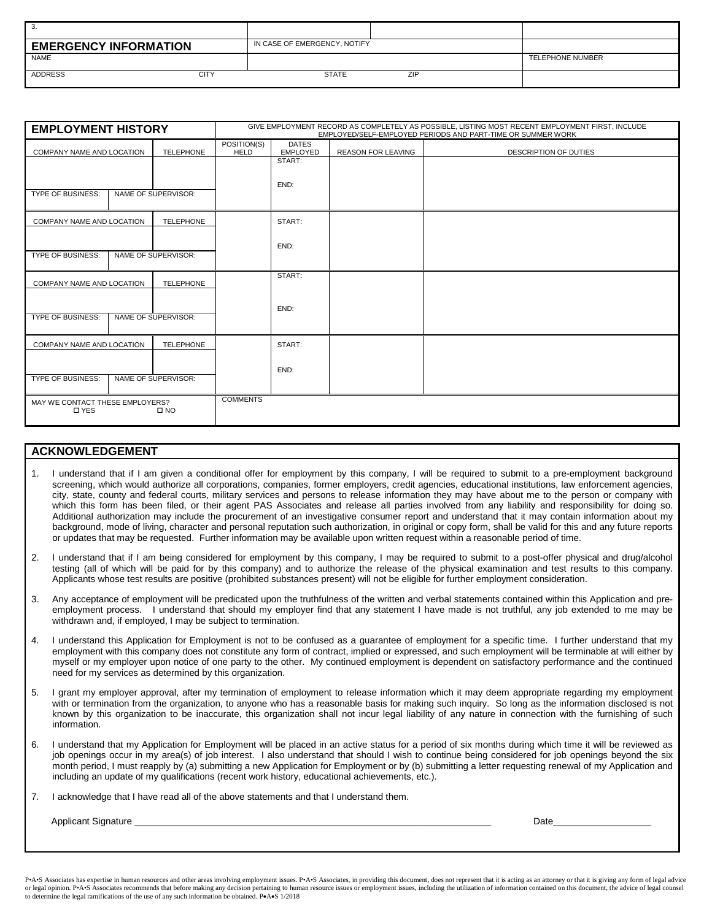| 3. | | | |
|---|---|---|---|

## EMERGENCY INFORMATION

| | | |
|---|---|---|
| IN CASE OF EMERGENCY, NOTIFY | | |
| NAME | | TELEPHONE NUMBER |
| ADDRESS | CITY | STATE ZIP |

## EMPLOYMENT HISTORY

GIVE EMPLOYMENT RECORD AS COMPLETELY AS POSSIBLE, LISTING MOST RECENT EMPLOYMENT FIRST, INCLUDE EMPLOYED/SELF-EMPLOYED PERIODS AND PART-TIME OR SUMMER WORK

| COMPANY NAME AND LOCATION | TELEPHONE | POSITION(S) HELD | DATES EMPLOYED | REASON FOR LEAVING | DESCRIPTION OF DUTIES |
|---|---|---|---|---|---|
| | | | START: | | |
| TYPE OF BUSINESS: | NAME OF SUPERVISOR: | | END: | | |
| COMPANY NAME AND LOCATION | TELEPHONE | | START: | | |
| TYPE OF BUSINESS: | NAME OF SUPERVISOR: | | END: | | |
| COMPANY NAME AND LOCATION | TELEPHONE | | START: | | |
| TYPE OF BUSINESS: | NAME OF SUPERVISOR: | | END: | | |
| COMPANY NAME AND LOCATION | TELEPHONE | | START: | | |
| TYPE OF BUSINESS: | NAME OF SUPERVISOR: | | END: | | |

MAY WE CONTACT THESE EMPLOYERS? ☐ YES ☐ NO

COMMENTS

## ACKNOWLEDGEMENT

1. I understand that if I am given a conditional offer for employment by this company, I will be required to submit to a pre-employment background screening, which would authorize all corporations, companies, former employers, credit agencies, educational institutions, law enforcement agencies, city, state, county and federal courts, military services and persons to release information they may have about me to the person or company with which this form has been filed, or their agent PAS Associates and release all parties involved from any liability and responsibility for doing so. Additional authorization may include the procurement of an investigative consumer report and understand that it may contain information about my background, mode of living, character and personal reputation such authorization, in original or copy form, shall be valid for this and any future reports or updates that may be requested. Further information may be available upon written request within a reasonable period of time.

2. I understand that if I am being considered for employment by this company, I may be required to submit to a post-offer physical and drug/alcohol testing (all of which will be paid for by this company) and to authorize the release of the physical examination and test results to this company. Applicants whose test results are positive (prohibited substances present) will not be eligible for further employment consideration.

3. Any acceptance of employment will be predicated upon the truthfulness of the written and verbal statements contained within this Application and pre-employment process. I understand that should my employer find that any statement I have made is not truthful, any job extended to me may be withdrawn and, if employed, I may be subject to termination.

4. I understand this Application for Employment is not to be confused as a guarantee of employment for a specific time. I further understand that my employment with this company does not constitute any form of contract, implied or expressed, and such employment will be terminable at will either by myself or my employer upon notice of one party to the other. My continued employment is dependent on satisfactory performance and the continued need for my services as determined by this organization.

5. I grant my employer approval, after my termination of employment to release information which it may deem appropriate regarding my employment with or termination from the organization, to anyone who has a reasonable basis for making such inquiry. So long as the information disclosed is not known by this organization to be inaccurate, this organization shall not incur legal liability of any nature in connection with the furnishing of such information.

6. I understand that my Application for Employment will be placed in an active status for a period of six months during which time it will be reviewed as job openings occur in my area(s) of job interest. I also understand that should I wish to continue being considered for job openings beyond the six month period, I must reapply by (a) submitting a new Application for Employment or by (b) submitting a letter requesting renewal of my Application and including an update of my qualifications (recent work history, educational achievements, etc.).

7. I acknowledge that I have read all of the above statements and that I understand them.

Applicant Signature ______________________________ Date__________________

P•A•S Associates has expertise in human resources and other areas involving employment issues. P•A•S Associates, in providing this document, does not represent that it is acting as an attorney or that it is giving any form of legal advice or legal opinion. P•A•S Associates recommends that before making any decision pertaining to human resource issues or employment issues, including the utilization of information contained on this document, the advice of legal counsel to determine the legal ramifications of the use of any such information be obtained. P•A•S 1/2018